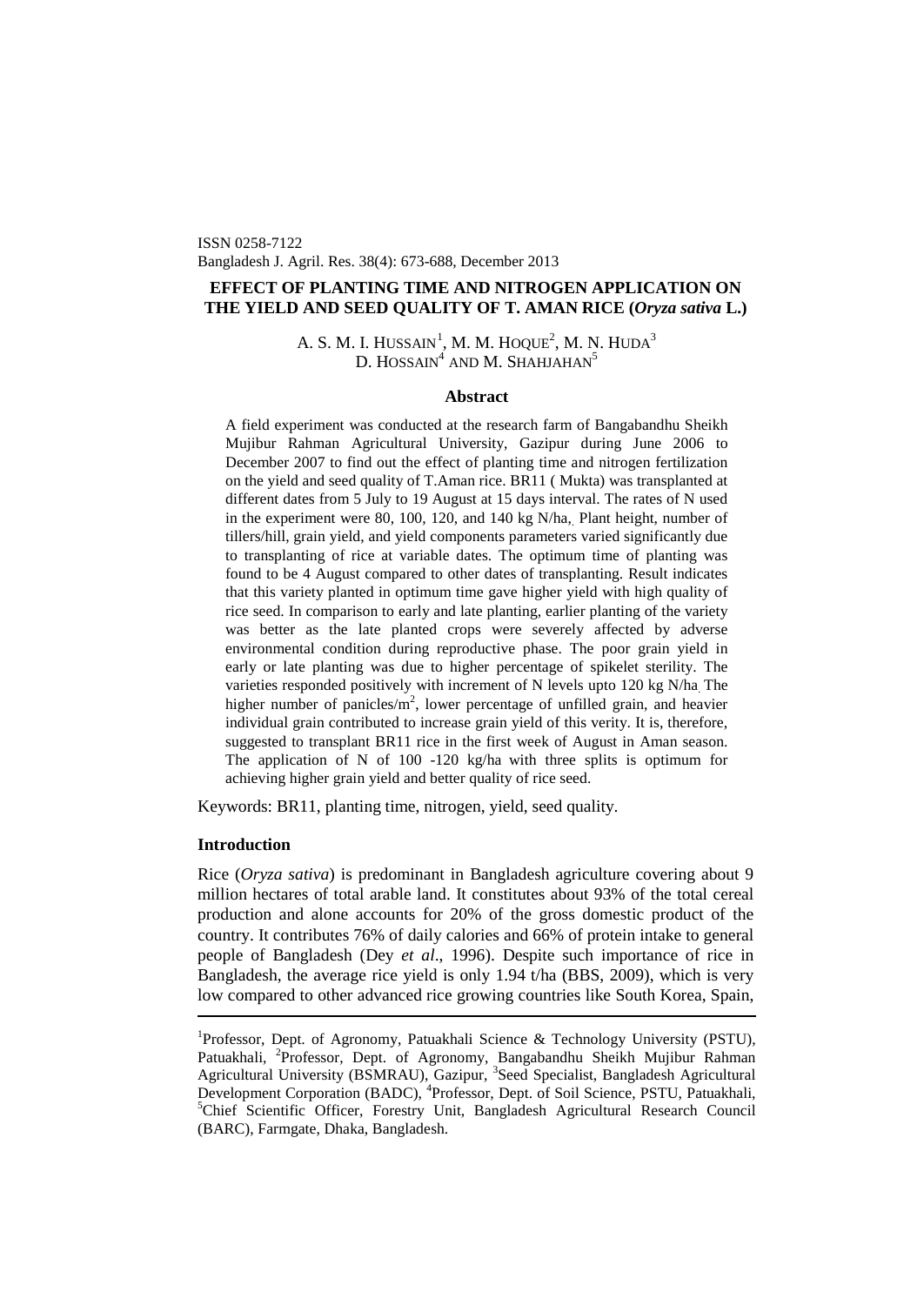ISSN 0258-7122
Bangladesh J. Agril. Res. 38(4): 673-688, December 2013

# EFFECT OF PLANTING TIME AND NITROGEN APPLICATION ON THE YIELD AND SEED QUALITY OF T. AMAN RICE (*Oryza sativa* L.)

A. S. M. I. HUSSAIN[1], M. M. HOQUE[2], M. N. HUDA[3]
D. HOSSAIN[4] AND M. SHAHJAHAN[5]

## Abstract

A field experiment was conducted at the research farm of Bangabandhu Sheikh Mujibur Rahman Agricultural University, Gazipur during June 2006 to December 2007 to find out the effect of planting time and nitrogen fertilization on the yield and seed quality of T.Aman rice. BR11 ( Mukta) was transplanted at different dates from 5 July to 19 August at 15 days interval. The rates of N used in the experiment were 80, 100, 120, and 140 kg N/ha,. Plant height, number of tillers/hill, grain yield, and yield components parameters varied significantly due to transplanting of rice at variable dates. The optimum time of planting was found to be 4 August compared to other dates of transplanting. Result indicates that this variety planted in optimum time gave higher yield with high quality of rice seed. In comparison to early and late planting, earlier planting of the variety was better as the late planted crops were severely affected by adverse environmental condition during reproductive phase. The poor grain yield in early or late planting was due to higher percentage of spikelet sterility. The varieties responded positively with increment of N levels upto 120 kg N/ha. The higher number of panicles/m$^2$, lower percentage of unfilled grain, and heavier individual grain contributed to increase grain yield of this verity. It is, therefore, suggested to transplant BR11 rice in the first week of August in Aman season. The application of N of 100 -120 kg/ha with three splits is optimum for achieving higher grain yield and better quality of rice seed.

Keywords: BR11, planting time, nitrogen, yield, seed quality.

## Introduction

Rice (*Oryza sativa*) is predominant in Bangladesh agriculture covering about 9 million hectares of total arable land. It constitutes about 93% of the total cereal production and alone accounts for 20% of the gross domestic product of the country. It contributes 76% of daily calories and 66% of protein intake to general people of Bangladesh (Dey *et al*., 1996). Despite such importance of rice in Bangladesh, the average rice yield is only 1.94 t/ha (BBS, 2009), which is very low compared to other advanced rice growing countries like South Korea, Spain,

---

[1]Professor, Dept. of Agronomy, Patuakhali Science & Technology University (PSTU), Patuakhali, [2]Professor, Dept. of Agronomy, Bangabandhu Sheikh Mujibur Rahman Agricultural University (BSMRAU), Gazipur, [3]Seed Specialist, Bangladesh Agricultural Development Corporation (BADC), [4]Professor, Dept. of Soil Science, PSTU, Patuakhali, [5]Chief Scientific Officer, Forestry Unit, Bangladesh Agricultural Research Council (BARC), Farmgate, Dhaka, Bangladesh.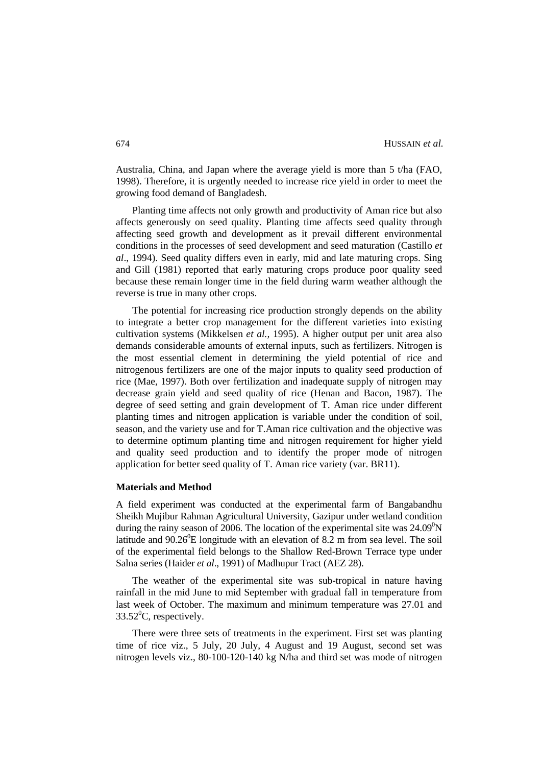Australia, China, and Japan where the average yield is more than 5 t/ha (FAO, 1998). Therefore, it is urgently needed to increase rice yield in order to meet the growing food demand of Bangladesh.

Planting time affects not only growth and productivity of Aman rice but also affects generously on seed quality. Planting time affects seed quality through affecting seed growth and development as it prevail different environmental conditions in the processes of seed development and seed maturation (Castillo *et al*., 1994). Seed quality differs even in early, mid and late maturing crops. Sing and Gill (1981) reported that early maturing crops produce poor quality seed because these remain longer time in the field during warm weather although the reverse is true in many other crops.

The potential for increasing rice production strongly depends on the ability to integrate a better crop management for the different varieties into existing cultivation systems (Mikkelsen *et al.,* 1995). A higher output per unit area also demands considerable amounts of external inputs, such as fertilizers. Nitrogen is the most essential clement in determining the yield potential of rice and nitrogenous fertilizers are one of the major inputs to quality seed production of rice (Mae, 1997). Both over fertilization and inadequate supply of nitrogen may decrease grain yield and seed quality of rice (Henan and Bacon, 1987). The degree of seed setting and grain development of T. Aman rice under different planting times and nitrogen application is variable under the condition of soil, season, and the variety use and for T.Aman rice cultivation and the objective was to determine optimum planting time and nitrogen requirement for higher yield and quality seed production and to identify the proper mode of nitrogen application for better seed quality of T. Aman rice variety (var. BR11).

## Materials and Method

A field experiment was conducted at the experimental farm of Bangabandhu Sheikh Mujibur Rahman Agricultural University, Gazipur under wetland condition during the rainy season of 2006. The location of the experimental site was $24.09^0$N latitude and $90.26^0$E longitude with an elevation of 8.2 m from sea level. The soil of the experimental field belongs to the Shallow Red-Brown Terrace type under Salna series (Haider *et al*., 1991) of Madhupur Tract (AEZ 28).

The weather of the experimental site was sub-tropical in nature having rainfall in the mid June to mid September with gradual fall in temperature from last week of October. The maximum and minimum temperature was 27.01 and $33.52^0$C, respectively.

There were three sets of treatments in the experiment. First set was planting time of rice viz., 5 July, 20 July, 4 August and 19 August, second set was nitrogen levels viz., 80-100-120-140 kg N/ha and third set was mode of nitrogen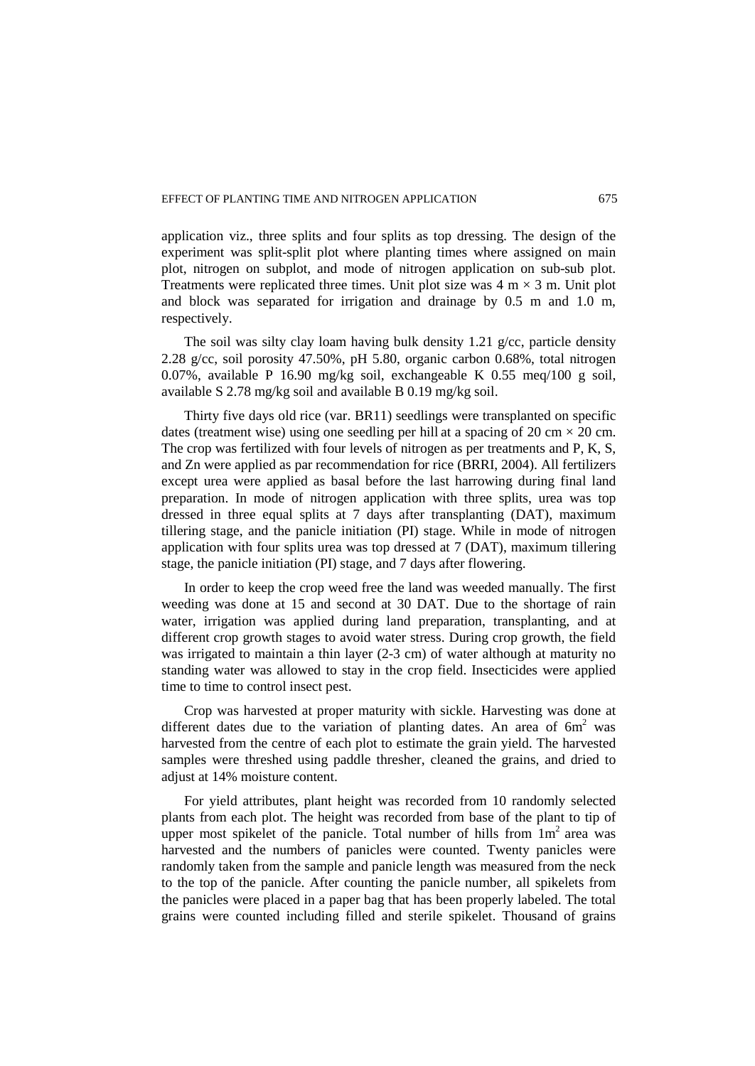application viz., three splits and four splits as top dressing. The design of the experiment was split-split plot where planting times where assigned on main plot, nitrogen on subplot, and mode of nitrogen application on sub-sub plot. Treatments were replicated three times. Unit plot size was 4 m × 3 m. Unit plot and block was separated for irrigation and drainage by 0.5 m and 1.0 m, respectively.

The soil was silty clay loam having bulk density 1.21 g/cc, particle density 2.28 g/cc, soil porosity 47.50%, pH 5.80, organic carbon 0.68%, total nitrogen 0.07%, available P 16.90 mg/kg soil, exchangeable K 0.55 meq/100 g soil, available S 2.78 mg/kg soil and available B 0.19 mg/kg soil.

Thirty five days old rice (var. BR11) seedlings were transplanted on specific dates (treatment wise) using one seedling per hill at a spacing of 20 cm × 20 cm. The crop was fertilized with four levels of nitrogen as per treatments and P, K, S, and Zn were applied as par recommendation for rice (BRRI, 2004). All fertilizers except urea were applied as basal before the last harrowing during final land preparation. In mode of nitrogen application with three splits, urea was top dressed in three equal splits at 7 days after transplanting (DAT), maximum tillering stage, and the panicle initiation (PI) stage. While in mode of nitrogen application with four splits urea was top dressed at 7 (DAT), maximum tillering stage, the panicle initiation (PI) stage, and 7 days after flowering.

In order to keep the crop weed free the land was weeded manually. The first weeding was done at 15 and second at 30 DAT. Due to the shortage of rain water, irrigation was applied during land preparation, transplanting, and at different crop growth stages to avoid water stress. During crop growth, the field was irrigated to maintain a thin layer (2-3 cm) of water although at maturity no standing water was allowed to stay in the crop field. Insecticides were applied time to time to control insect pest.

Crop was harvested at proper maturity with sickle. Harvesting was done at different dates due to the variation of planting dates. An area of $6m^2$ was harvested from the centre of each plot to estimate the grain yield. The harvested samples were threshed using paddle thresher, cleaned the grains, and dried to adjust at 14% moisture content.

For yield attributes, plant height was recorded from 10 randomly selected plants from each plot. The height was recorded from base of the plant to tip of upper most spikelet of the panicle. Total number of hills from $1m^2$ area was harvested and the numbers of panicles were counted. Twenty panicles were randomly taken from the sample and panicle length was measured from the neck to the top of the panicle. After counting the panicle number, all spikelets from the panicles were placed in a paper bag that has been properly labeled. The total grains were counted including filled and sterile spikelet. Thousand of grains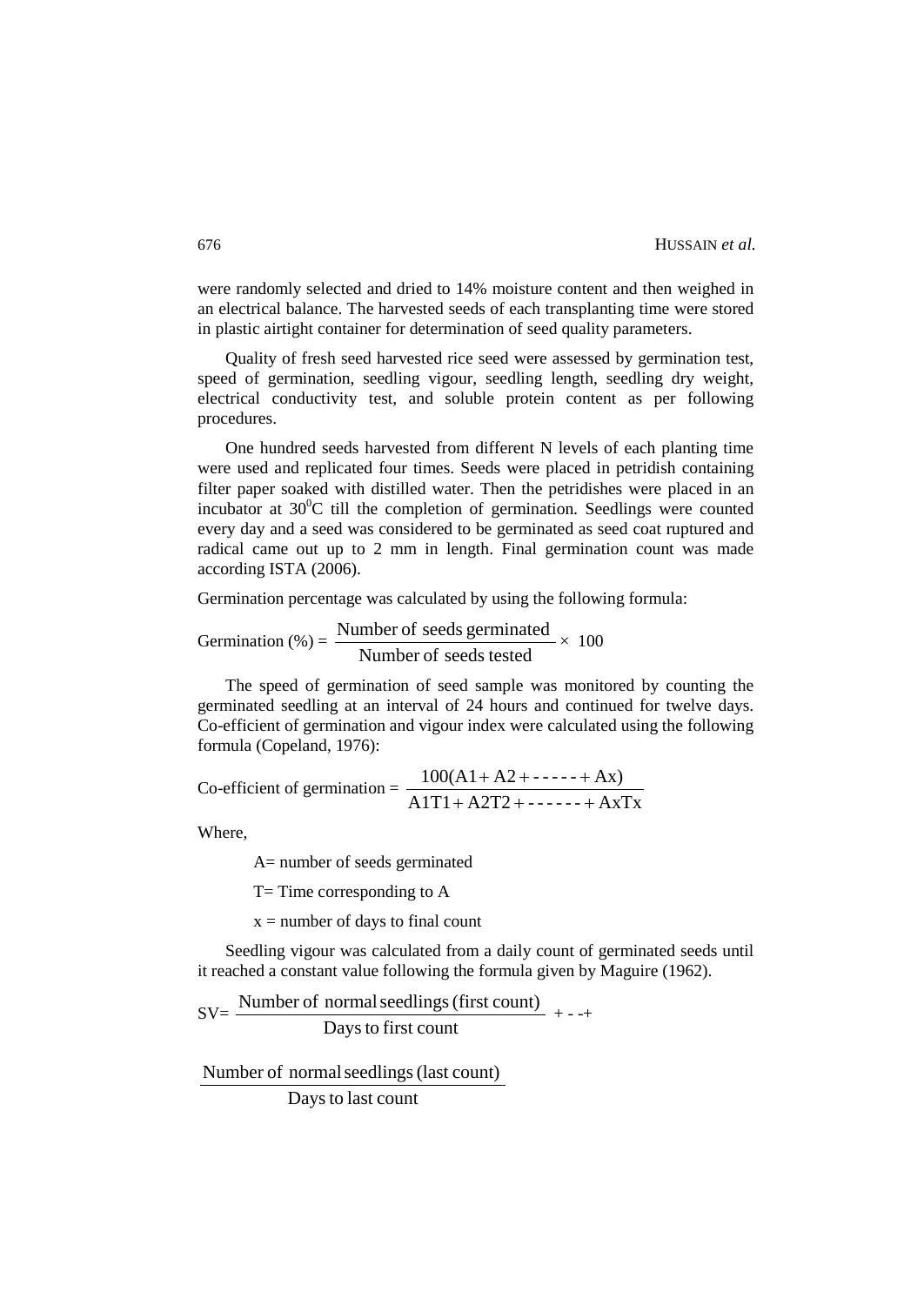were randomly selected and dried to 14% moisture content and then weighed in an electrical balance. The harvested seeds of each transplanting time were stored in plastic airtight container for determination of seed quality parameters.

Quality of fresh seed harvested rice seed were assessed by germination test, speed of germination, seedling vigour, seedling length, seedling dry weight, electrical conductivity test, and soluble protein content as per following procedures.

One hundred seeds harvested from different N levels of each planting time were used and replicated four times. Seeds were placed in petridish containing filter paper soaked with distilled water. Then the petridishes were placed in an incubator at $30^0$C till the completion of germination. Seedlings were counted every day and a seed was considered to be germinated as seed coat ruptured and radical came out up to 2 mm in length. Final germination count was made according ISTA (2006).

Germination percentage was calculated by using the following formula:

$$\text{Germination (\%)} = \frac{\text{Number of seeds germinated}}{\text{Number of seeds tested}} \times 100$$

The speed of germination of seed sample was monitored by counting the germinated seedling at an interval of 24 hours and continued for twelve days. Co-efficient of germination and vigour index were calculated using the following formula (Copeland, 1976):

$$\text{Co-efficient of germination} = \frac{100(\text{A1} + \text{A2} + \text{------} + \text{Ax})}{\text{A1T1} + \text{A2T2} + \text{-------} + \text{AxTx}}$$

Where,

A= number of seeds germinated

T= Time corresponding to A

x = number of days to final count

Seedling vigour was calculated from a daily count of germinated seeds until it reached a constant value following the formula given by Maguire (1962).

$$\text{SV} = \frac{\text{Number of normal seedlings (first count)}}{\text{Days to first count}} + \text{- -} + \frac{\text{Number of normal seedlings (last count)}}{\text{Days to last count}}$$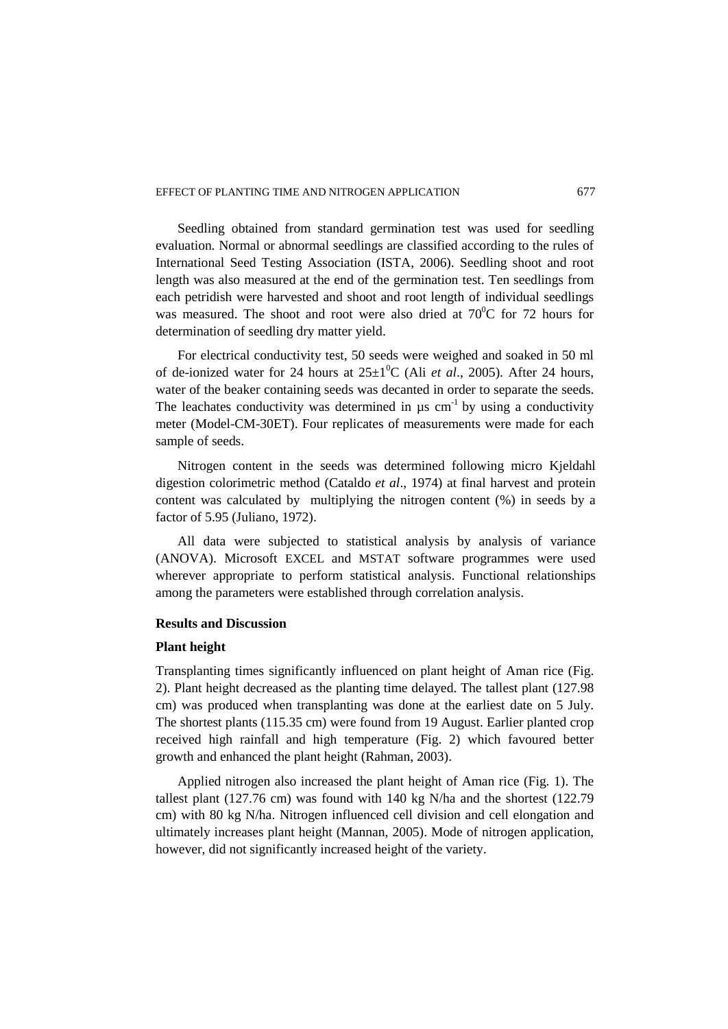Seedling obtained from standard germination test was used for seedling evaluation. Normal or abnormal seedlings are classified according to the rules of International Seed Testing Association (ISTA, 2006). Seedling shoot and root length was also measured at the end of the germination test. Ten seedlings from each petridish were harvested and shoot and root length of individual seedlings was measured. The shoot and root were also dried at $70^0$C for 72 hours for determination of seedling dry matter yield.

For electrical conductivity test, 50 seeds were weighed and soaked in 50 ml of de-ionized water for 24 hours at $25\pm1^0$C (Ali *et al*., 2005). After 24 hours, water of the beaker containing seeds was decanted in order to separate the seeds. The leachates conductivity was determined in µs $cm^{-1}$ by using a conductivity meter (Model-CM-30ET). Four replicates of measurements were made for each sample of seeds.

Nitrogen content in the seeds was determined following micro Kjeldahl digestion colorimetric method (Cataldo *et al*., 1974) at final harvest and protein content was calculated by multiplying the nitrogen content (%) in seeds by a factor of 5.95 (Juliano, 1972).

All data were subjected to statistical analysis by analysis of variance (ANOVA). Microsoft EXCEL and MSTAT software programmes were used wherever appropriate to perform statistical analysis. Functional relationships among the parameters were established through correlation analysis.

## Results and Discussion

### Plant height

Transplanting times significantly influenced on plant height of Aman rice (Fig. 2). Plant height decreased as the planting time delayed. The tallest plant (127.98 cm) was produced when transplanting was done at the earliest date on 5 July. The shortest plants (115.35 cm) were found from 19 August. Earlier planted crop received high rainfall and high temperature (Fig. 2) which favoured better growth and enhanced the plant height (Rahman, 2003).

Applied nitrogen also increased the plant height of Aman rice (Fig. 1). The tallest plant (127.76 cm) was found with 140 kg N/ha and the shortest (122.79 cm) with 80 kg N/ha. Nitrogen influenced cell division and cell elongation and ultimately increases plant height (Mannan, 2005). Mode of nitrogen application, however, did not significantly increased height of the variety.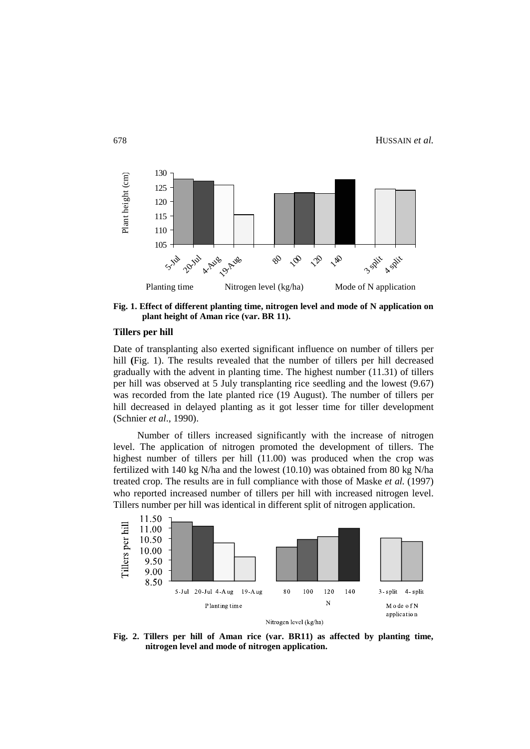Fig. 1. Effect of different planting time, nitrogen level and mode of N application on plant height of Aman rice (var. BR 11).

### Tillers per hill

Date of transplanting also exerted significant influence on number of tillers per hill **(**Fig. 1). The results revealed that the number of tillers per hill decreased gradually with the advent in planting time. The highest number (11.31) of tillers per hill was observed at 5 July transplanting rice seedling and the lowest (9.67) was recorded from the late planted rice (19 August). The number of tillers per hill decreased in delayed planting as it got lesser time for tiller development (Schnier *et al*., 1990).

Number of tillers increased significantly with the increase of nitrogen level. The application of nitrogen promoted the development of tillers. The highest number of tillers per hill (11.00) was produced when the crop was fertilized with 140 kg N/ha and the lowest (10.10) was obtained from 80 kg N/ha treated crop. The results are in full compliance with those of Maske *et al.* (1997) who reported increased number of tillers per hill with increased nitrogen level. Tillers number per hill was identical in different split of nitrogen application.

Fig. 2. Tillers per hill of Aman rice (var. BR11) as affected by planting time, nitrogen level and mode of nitrogen application.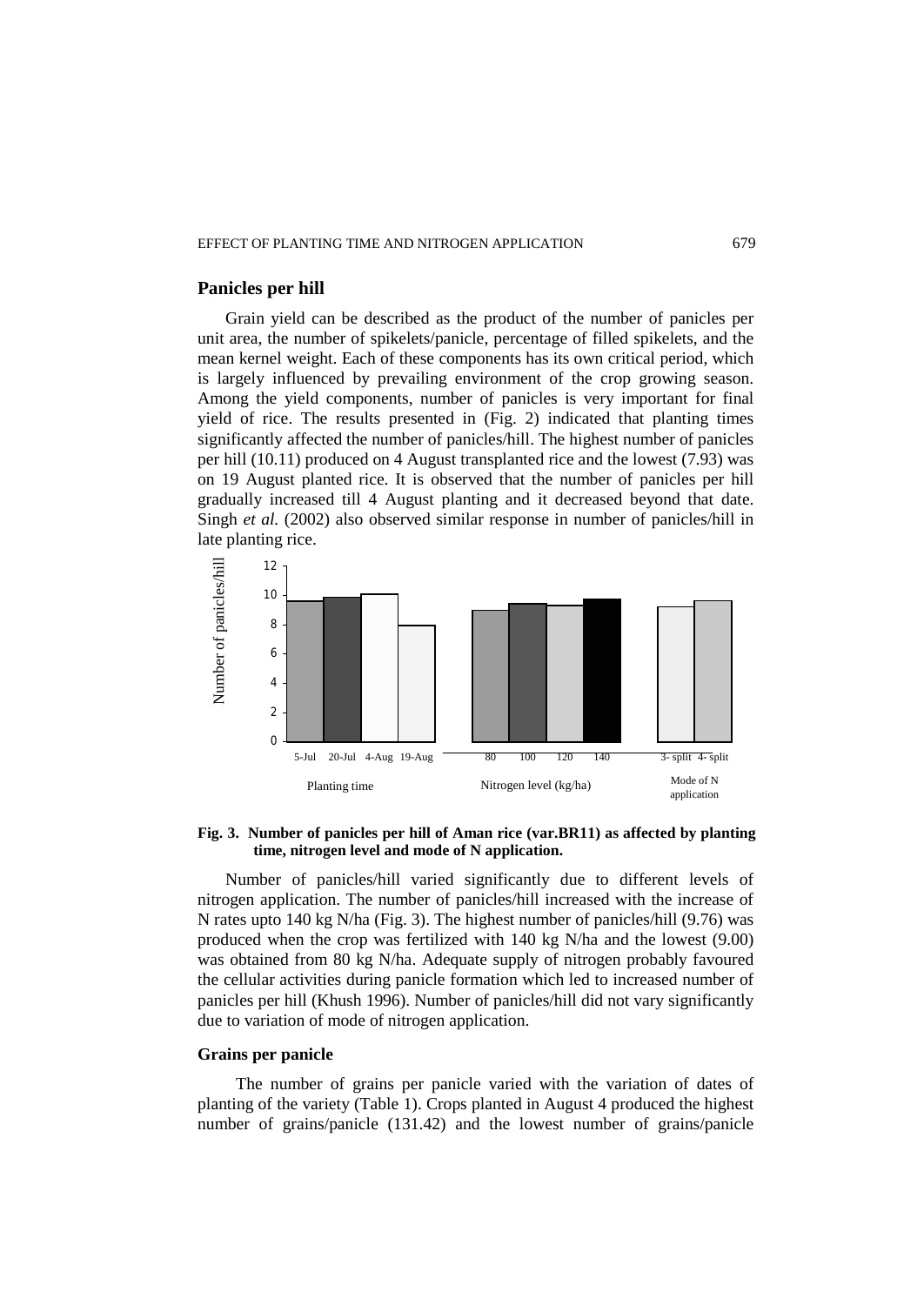## Panicles per hill

Grain yield can be described as the product of the number of panicles per unit area, the number of spikelets/panicle, percentage of filled spikelets, and the mean kernel weight. Each of these components has its own critical period, which is largely influenced by prevailing environment of the crop growing season. Among the yield components, number of panicles is very important for final yield of rice. The results presented in (Fig. 2) indicated that planting times significantly affected the number of panicles/hill. The highest number of panicles per hill (10.11) produced on 4 August transplanted rice and the lowest (7.93) was on 19 August planted rice. It is observed that the number of panicles per hill gradually increased till 4 August planting and it decreased beyond that date. Singh *et al.* (2002) also observed similar response in number of panicles/hill in late planting rice.

**Fig. 3. Number of panicles per hill of Aman rice (var.BR11) as affected by planting time, nitrogen level and mode of N application.**

Number of panicles/hill varied significantly due to different levels of nitrogen application. The number of panicles/hill increased with the increase of N rates upto 140 kg N/ha (Fig. 3). The highest number of panicles/hill (9.76) was produced when the crop was fertilized with 140 kg N/ha and the lowest (9.00) was obtained from 80 kg N/ha. Adequate supply of nitrogen probably favoured the cellular activities during panicle formation which led to increased number of panicles per hill (Khush 1996). Number of panicles/hill did not vary significantly due to variation of mode of nitrogen application.

## Grains per panicle

The number of grains per panicle varied with the variation of dates of planting of the variety (Table 1). Crops planted in August 4 produced the highest number of grains/panicle (131.42) and the lowest number of grains/panicle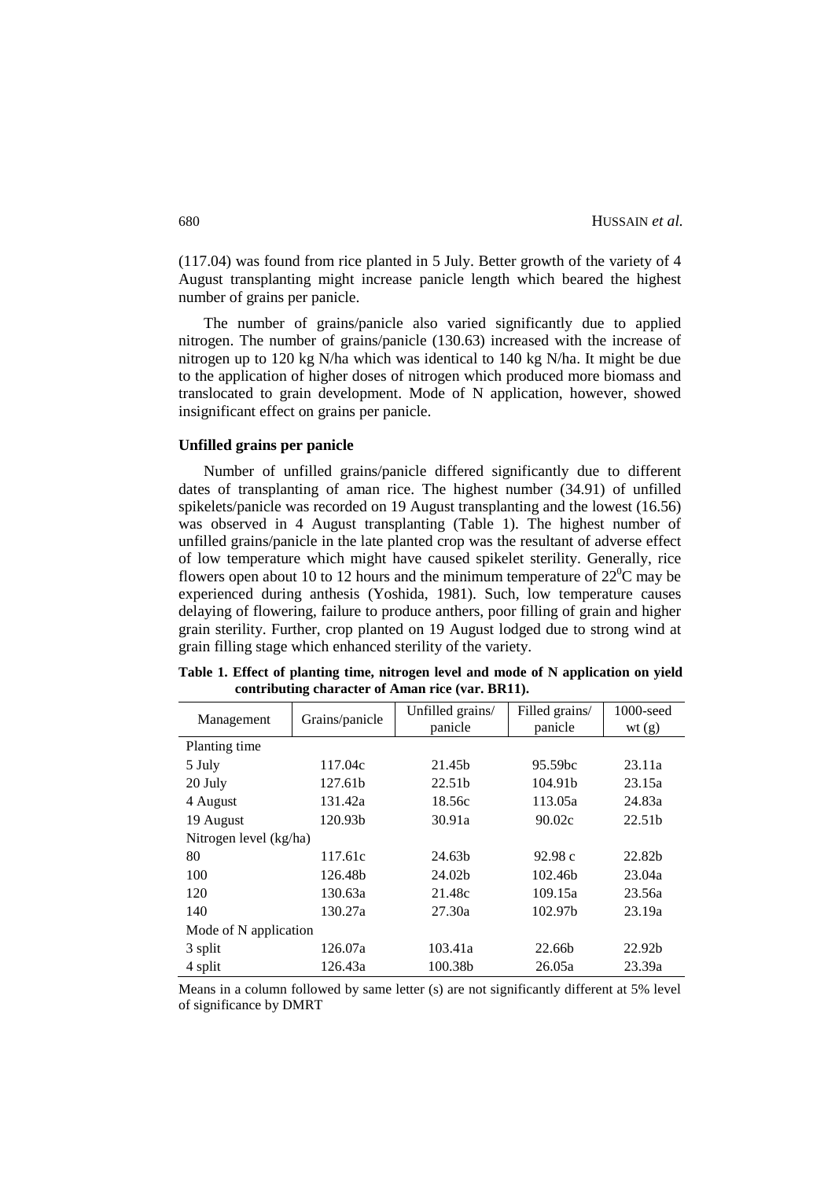(117.04) was found from rice planted in 5 July. Better growth of the variety of 4 August transplanting might increase panicle length which beared the highest number of grains per panicle.

The number of grains/panicle also varied significantly due to applied nitrogen. The number of grains/panicle (130.63) increased with the increase of nitrogen up to 120 kg N/ha which was identical to 140 kg N/ha. It might be due to the application of higher doses of nitrogen which produced more biomass and translocated to grain development. Mode of N application, however, showed insignificant effect on grains per panicle.

### Unfilled grains per panicle

Number of unfilled grains/panicle differed significantly due to different dates of transplanting of aman rice. The highest number (34.91) of unfilled spikelets/panicle was recorded on 19 August transplanting and the lowest (16.56) was observed in 4 August transplanting (Table 1). The highest number of unfilled grains/panicle in the late planted crop was the resultant of adverse effect of low temperature which might have caused spikelet sterility. Generally, rice flowers open about 10 to 12 hours and the minimum temperature of 22$^0$C may be experienced during anthesis (Yoshida, 1981). Such, low temperature causes delaying of flowering, failure to produce anthers, poor filling of grain and higher grain sterility. Further, crop planted on 19 August lodged due to strong wind at grain filling stage which enhanced sterility of the variety.

**Table 1. Effect of planting time, nitrogen level and mode of N application on yield contributing character of Aman rice (var. BR11).**

| Management | Grains/panicle | Unfilled grains/ panicle | Filled grains/ panicle | 1000-seed wt (g) |
|---|---|---|---|---|
| Planting time | | | | |
| 5 July | 117.04c | 21.45b | 95.59bc | 23.11a |
| 20 July | 127.61b | 22.51b | 104.91b | 23.15a |
| 4 August | 131.42a | 18.56c | 113.05a | 24.83a |
| 19 August | 120.93b | 30.91a | 90.02c | 22.51b |
| Nitrogen level (kg/ha) | | | | |
| 80 | 117.61c | 24.63b | 92.98 c | 22.82b |
| 100 | 126.48b | 24.02b | 102.46b | 23.04a |
| 120 | 130.63a | 21.48c | 109.15a | 23.56a |
| 140 | 130.27a | 27.30a | 102.97b | 23.19a |
| Mode of N application | | | | |
| 3 split | 126.07a | 103.41a | 22.66b | 22.92b |
| 4 split | 126.43a | 100.38b | 26.05a | 23.39a |

Means in a column followed by same letter (s) are not significantly different at 5% level of significance by DMRT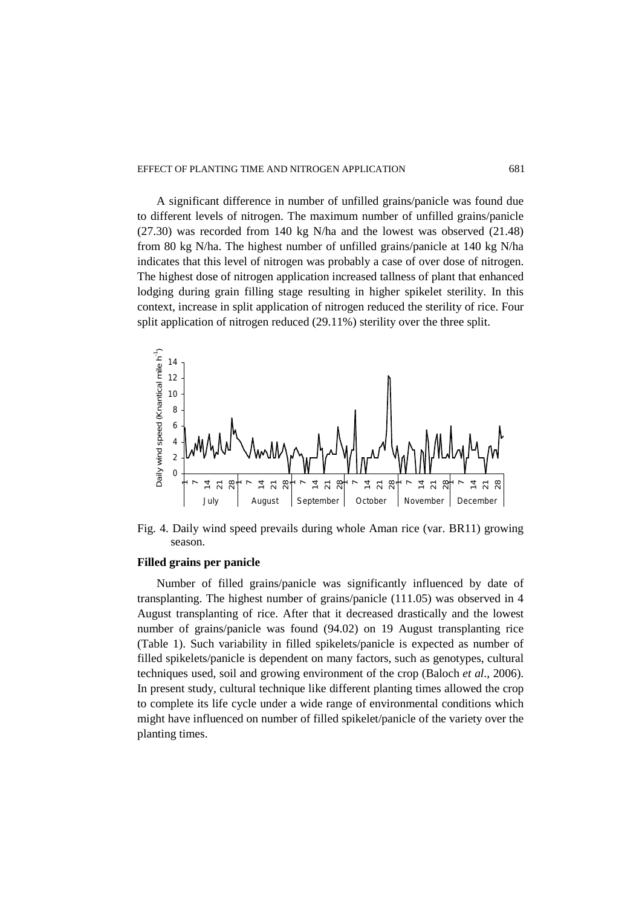A significant difference in number of unfilled grains/panicle was found due to different levels of nitrogen. The maximum number of unfilled grains/panicle (27.30) was recorded from 140 kg N/ha and the lowest was observed (21.48) from 80 kg N/ha. The highest number of unfilled grains/panicle at 140 kg N/ha indicates that this level of nitrogen was probably a case of over dose of nitrogen. The highest dose of nitrogen application increased tallness of plant that enhanced lodging during grain filling stage resulting in higher spikelet sterility. In this context, increase in split application of nitrogen reduced the sterility of rice. Four split application of nitrogen reduced (29.11%) sterility over the three split.

Fig. 4. Daily wind speed prevails during whole Aman rice (var. BR11) growing season.

### Filled grains per panicle

Number of filled grains/panicle was significantly influenced by date of transplanting. The highest number of grains/panicle (111.05) was observed in 4 August transplanting of rice. After that it decreased drastically and the lowest number of grains/panicle was found (94.02) on 19 August transplanting rice (Table 1). Such variability in filled spikelets/panicle is expected as number of filled spikelets/panicle is dependent on many factors, such as genotypes, cultural techniques used, soil and growing environment of the crop (Baloch *et al*., 2006). In present study, cultural technique like different planting times allowed the crop to complete its life cycle under a wide range of environmental conditions which might have influenced on number of filled spikelet/panicle of the variety over the planting times.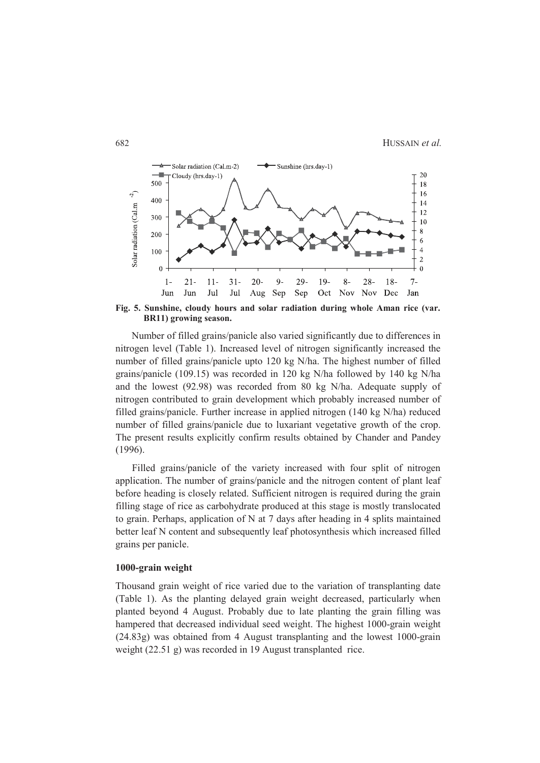**Fig. 5. Sunshine, cloudy hours and solar radiation during whole Aman rice (var. BR11) growing season.**

Number of filled grains/panicle also varied significantly due to differences in nitrogen level (Table 1). Increased level of nitrogen significantly increased the number of filled grains/panicle upto 120 kg N/ha. The highest number of filled grains/panicle (109.15) was recorded in 120 kg N/ha followed by 140 kg N/ha and the lowest (92.98) was recorded from 80 kg N/ha. Adequate supply of nitrogen contributed to grain development which probably increased number of filled grains/panicle. Further increase in applied nitrogen (140 kg N/ha) reduced number of filled grains/panicle due to luxariant vegetative growth of the crop. The present results explicitly confirm results obtained by Chander and Pandey (1996).

Filled grains/panicle of the variety increased with four split of nitrogen application. The number of grains/panicle and the nitrogen content of plant leaf before heading is closely related. Sufficient nitrogen is required during the grain filling stage of rice as carbohydrate produced at this stage is mostly translocated to grain. Perhaps, application of N at 7 days after heading in 4 splits maintained better leaf N content and subsequently leaf photosynthesis which increased filled grains per panicle.

### 1000-grain weight

Thousand grain weight of rice varied due to the variation of transplanting date (Table 1). As the planting delayed grain weight decreased, particularly when planted beyond 4 August. Probably due to late planting the grain filling was hampered that decreased individual seed weight. The highest 1000-grain weight (24.83g) was obtained from 4 August transplanting and the lowest 1000-grain weight (22.51 g) was recorded in 19 August transplanted rice.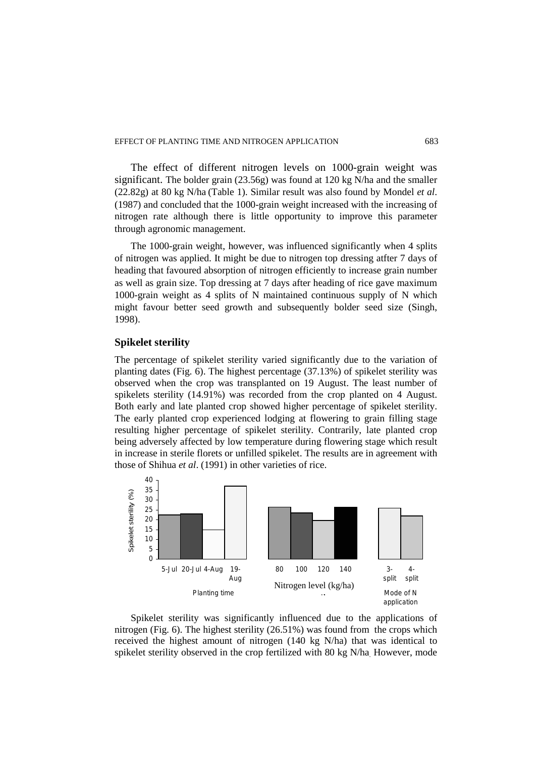The effect of different nitrogen levels on 1000-grain weight was significant. The bolder grain (23.56g) was found at 120 kg N/ha and the smaller (22.82g) at 80 kg N/ha (Table 1). Similar result was also found by Mondel *et al*. (1987) and concluded that the 1000-grain weight increased with the increasing of nitrogen rate although there is little opportunity to improve this parameter through agronomic management.

The 1000-grain weight, however, was influenced significantly when 4 splits of nitrogen was applied. It might be due to nitrogen top dressing atfter 7 days of heading that favoured absorption of nitrogen efficiently to increase grain number as well as grain size. Top dressing at 7 days after heading of rice gave maximum 1000-grain weight as 4 splits of N maintained continuous supply of N which might favour better seed growth and subsequently bolder seed size (Singh, 1998).

### Spikelet sterility

The percentage of spikelet sterility varied significantly due to the variation of planting dates (Fig. 6). The highest percentage (37.13%) of spikelet sterility was observed when the crop was transplanted on 19 August. The least number of spikelets sterility (14.91%) was recorded from the crop planted on 4 August. Both early and late planted crop showed higher percentage of spikelet sterility. The early planted crop experienced lodging at flowering to grain filling stage resulting higher percentage of spikelet sterility. Contrarily, late planted crop being adversely affected by low temperature during flowering stage which result in increase in sterile florets or unfilled spikelet. The results are in agreement with those of Shihua *et al*. (1991) in other varieties of rice.

Spikelet sterility was significantly influenced due to the applications of nitrogen (Fig. 6). The highest sterility (26.51%) was found from the crops which received the highest amount of nitrogen (140 kg N/ha) that was identical to spikelet sterility observed in the crop fertilized with 80 kg N/ha. However, mode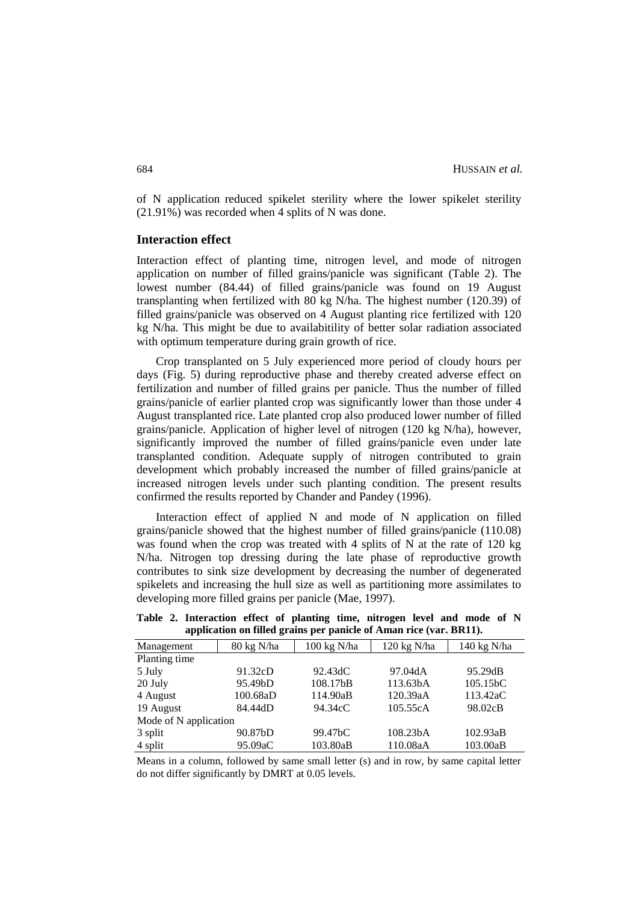of N application reduced spikelet sterility where the lower spikelet sterility (21.91%) was recorded when 4 splits of N was done.

## Interaction effect

Interaction effect of planting time, nitrogen level, and mode of nitrogen application on number of filled grains/panicle was significant (Table 2). The lowest number (84.44) of filled grains/panicle was found on 19 August transplanting when fertilized with 80 kg N/ha. The highest number (120.39) of filled grains/panicle was observed on 4 August planting rice fertilized with 120 kg N/ha. This might be due to availabitility of better solar radiation associated with optimum temperature during grain growth of rice.

Crop transplanted on 5 July experienced more period of cloudy hours per days (Fig. 5) during reproductive phase and thereby created adverse effect on fertilization and number of filled grains per panicle. Thus the number of filled grains/panicle of earlier planted crop was significantly lower than those under 4 August transplanted rice. Late planted crop also produced lower number of filled grains/panicle. Application of higher level of nitrogen (120 kg N/ha), however, significantly improved the number of filled grains/panicle even under late transplanted condition. Adequate supply of nitrogen contributed to grain development which probably increased the number of filled grains/panicle at increased nitrogen levels under such planting condition. The present results confirmed the results reported by Chander and Pandey (1996).

Interaction effect of applied N and mode of N application on filled grains/panicle showed that the highest number of filled grains/panicle (110.08) was found when the crop was treated with 4 splits of N at the rate of 120 kg N/ha. Nitrogen top dressing during the late phase of reproductive growth contributes to sink size development by decreasing the number of degenerated spikelets and increasing the hull size as well as partitioning more assimilates to developing more filled grains per panicle (Mae, 1997).

**Table 2. Interaction effect of planting time, nitrogen level and mode of N application on filled grains per panicle of Aman rice (var. BR11).**

| Management | 80 kg N/ha | 100 kg N/ha | 120 kg N/ha | 140 kg N/ha |
|---|---|---|---|---|
| Planting time | | | | |
| 5 July | 91.32cD | 92.43dC | 97.04dA | 95.29dB |
| 20 July | 95.49bD | 108.17bB | 113.63bA | 105.15bC |
| 4 August | 100.68aD | 114.90aB | 120.39aA | 113.42aC |
| 19 August | 84.44dD | 94.34cC | 105.55cA | 98.02cB |
| Mode of N application | | | | |
| 3 split | 90.87bD | 99.47bC | 108.23bA | 102.93aB |
| 4 split | 95.09aC | 103.80aB | 110.08aA | 103.00aB |

Means in a column, followed by same small letter (s) and in row, by same capital letter do not differ significantly by DMRT at 0.05 levels.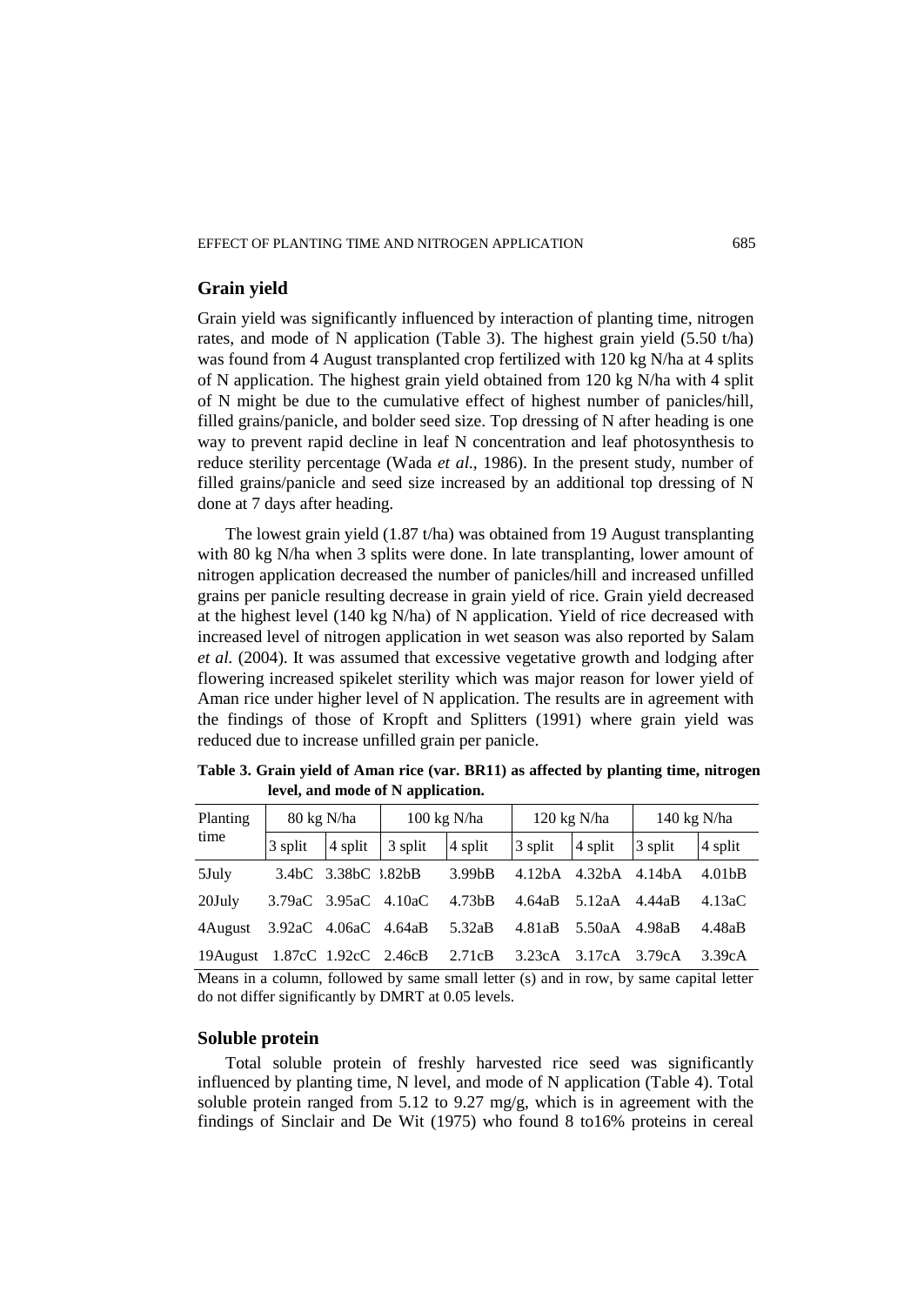## Grain yield

Grain yield was significantly influenced by interaction of planting time, nitrogen rates, and mode of N application (Table 3). The highest grain yield (5.50 t/ha) was found from 4 August transplanted crop fertilized with 120 kg N/ha at 4 splits of N application. The highest grain yield obtained from 120 kg N/ha with 4 split of N might be due to the cumulative effect of highest number of panicles/hill, filled grains/panicle, and bolder seed size. Top dressing of N after heading is one way to prevent rapid decline in leaf N concentration and leaf photosynthesis to reduce sterility percentage (Wada *et al.*, 1986). In the present study, number of filled grains/panicle and seed size increased by an additional top dressing of N done at 7 days after heading.

The lowest grain yield (1.87 t/ha) was obtained from 19 August transplanting with 80 kg N/ha when 3 splits were done. In late transplanting, lower amount of nitrogen application decreased the number of panicles/hill and increased unfilled grains per panicle resulting decrease in grain yield of rice. Grain yield decreased at the highest level (140 kg N/ha) of N application. Yield of rice decreased with increased level of nitrogen application in wet season was also reported by Salam *et al.* (2004). It was assumed that excessive vegetative growth and lodging after flowering increased spikelet sterility which was major reason for lower yield of Aman rice under higher level of N application. The results are in agreement with the findings of those of Kropft and Splitters (1991) where grain yield was reduced due to increase unfilled grain per panicle.

**Table 3. Grain yield of Aman rice (var. BR11) as affected by planting time, nitrogen level, and mode of N application.**

| Planting time | 80 kg N/ha | | 100 kg N/ha | | 120 kg N/ha | | 140 kg N/ha | |
|---|---|---|---|---|---|---|---|---|
| | 3 split | 4 split | 3 split | 4 split | 3 split | 4 split | 3 split | 4 split |
| 5July | 3.4bC | 3.38bC | 3.82bB | 3.99bB | 4.12bA | 4.32bA | 4.14bA | 4.01bB |
| 20July | 3.79aC | 3.95aC | 4.10aC | 4.73bB | 4.64aB | 5.12aA | 4.44aB | 4.13aC |
| 4August | 3.92aC | 4.06aC | 4.64aB | 5.32aB | 4.81aB | 5.50aA | 4.98aB | 4.48aB |
| 19August | 1.87cC | 1.92cC | 2.46cB | 2.71cB | 3.23cA | 3.17cA | 3.79cA | 3.39cA |

Means in a column, followed by same small letter (s) and in row, by same capital letter do not differ significantly by DMRT at 0.05 levels.

## Soluble protein

Total soluble protein of freshly harvested rice seed was significantly influenced by planting time, N level, and mode of N application (Table 4). Total soluble protein ranged from 5.12 to 9.27 mg/g, which is in agreement with the findings of Sinclair and De Wit (1975) who found 8 to16% proteins in cereal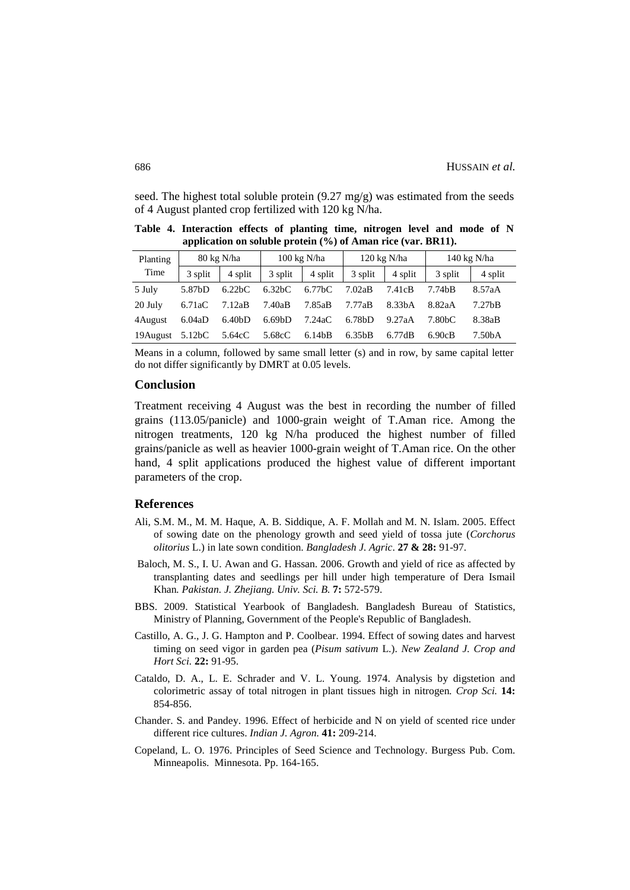seed. The highest total soluble protein (9.27 mg/g) was estimated from the seeds of 4 August planted crop fertilized with 120 kg N/ha.

**Table 4. Interaction effects of planting time, nitrogen level and mode of N application on soluble protein (%) of Aman rice (var. BR11).**

| Planting Time | 80 kg N/ha | | 100 kg N/ha | | 120 kg N/ha | | 140 kg N/ha | |
|---|---|---|---|---|---|---|---|---|
| | 3 split | 4 split | 3 split | 4 split | 3 split | 4 split | 3 split | 4 split |
| 5 July | 5.87bD | 6.22bC | 6.32bC | 6.77bC | 7.02aB | 7.41cB | 7.74bB | 8.57aA |
| 20 July | 6.71aC | 7.12aB | 7.40aB | 7.85aB | 7.77aB | 8.33bA | 8.82aA | 7.27bB |
| 4August | 6.04aD | 6.40bD | 6.69bD | 7.24aC | 6.78bD | 9.27aA | 7.80bC | 8.38aB |
| 19August | 5.12bC | 5.64cC | 5.68cC | 6.14bB | 6.35bB | 6.77dB | 6.90cB | 7.50bA |

Means in a column, followed by same small letter (s) and in row, by same capital letter do not differ significantly by DMRT at 0.05 levels.

## Conclusion

Treatment receiving 4 August was the best in recording the number of filled grains (113.05/panicle) and 1000-grain weight of T.Aman rice. Among the nitrogen treatments, 120 kg N/ha produced the highest number of filled grains/panicle as well as heavier 1000-grain weight of T.Aman rice. On the other hand, 4 split applications produced the highest value of different important parameters of the crop.

## References

Ali, S.M. M., M. M. Haque, A. B. Siddique, A. F. Mollah and M. N. Islam. 2005. Effect of sowing date on the phenology growth and seed yield of tossa jute (*Corchorus olitorius* L.) in late sown condition. *Bangladesh J. Agric*. **27 & 28:** 91-97.

Baloch, M. S., I. U. Awan and G. Hassan. 2006. Growth and yield of rice as affected by transplanting dates and seedlings per hill under high temperature of Dera Ismail Khan. *Pakistan. J. Zhejiang. Univ. Sci. B.* **7:** 572-579.

BBS. 2009. Statistical Yearbook of Bangladesh. Bangladesh Bureau of Statistics, Ministry of Planning, Government of the People's Republic of Bangladesh.

Castillo, A. G., J. G. Hampton and P. Coolbear. 1994. Effect of sowing dates and harvest timing on seed vigor in garden pea (*Pisum sativum* L.). *New Zealand J. Crop and Hort Sci.* **22:** 91-95.

Cataldo, D. A., L. E. Schrader and V. L. Young. 1974. Analysis by digstetion and colorimetric assay of total nitrogen in plant tissues high in nitrogen. *Crop Sci.* **14:** 854-856.

Chander. S. and Pandey. 1996. Effect of herbicide and N on yield of scented rice under different rice cultures. *Indian J. Agron.* **41:** 209-214.

Copeland, L. O. 1976. Principles of Seed Science and Technology. Burgess Pub. Com. Minneapolis. Minnesota. Pp. 164-165.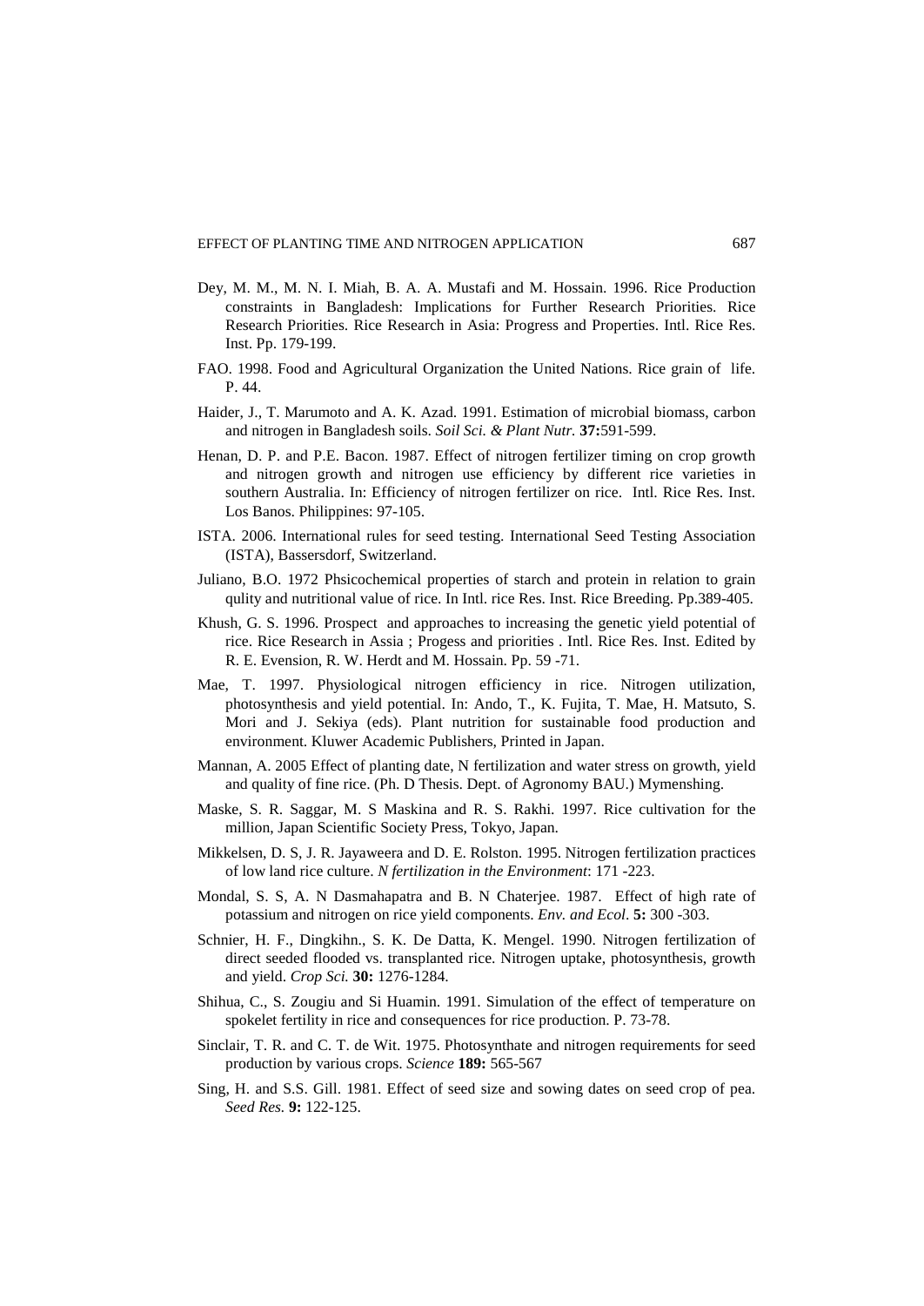Dey, M. M., M. N. I. Miah, B. A. A. Mustafi and M. Hossain. 1996. Rice Production constraints in Bangladesh: Implications for Further Research Priorities. Rice Research Priorities. Rice Research in Asia: Progress and Properties. Intl. Rice Res. Inst. Pp. 179-199.

FAO. 1998. Food and Agricultural Organization the United Nations. Rice grain of life. P. 44.

Haider, J., T. Marumoto and A. K. Azad. 1991. Estimation of microbial biomass, carbon and nitrogen in Bangladesh soils. *Soil Sci. & Plant Nutr.* **37:**591-599.

Henan, D. P. and P.E. Bacon. 1987. Effect of nitrogen fertilizer timing on crop growth and nitrogen growth and nitrogen use efficiency by different rice varieties in southern Australia. In: Efficiency of nitrogen fertilizer on rice. Intl. Rice Res. Inst. Los Banos. Philippines: 97-105.

ISTA. 2006. International rules for seed testing. International Seed Testing Association (ISTA), Bassersdorf, Switzerland.

Juliano, B.O. 1972 Phsicochemical properties of starch and protein in relation to grain qulity and nutritional value of rice. In Intl. rice Res. Inst. Rice Breeding. Pp.389-405.

Khush, G. S. 1996. Prospect and approaches to increasing the genetic yield potential of rice. Rice Research in Assia ; Progess and priorities . Intl. Rice Res. Inst. Edited by R. E. Evension, R. W. Herdt and M. Hossain. Pp. 59 -71.

Mae, T. 1997. Physiological nitrogen efficiency in rice. Nitrogen utilization, photosynthesis and yield potential. In: Ando, T., K. Fujita, T. Mae, H. Matsuto, S. Mori and J. Sekiya (eds). Plant nutrition for sustainable food production and environment. Kluwer Academic Publishers, Printed in Japan.

Mannan, A. 2005 Effect of planting date, N fertilization and water stress on growth, yield and quality of fine rice. (Ph. D Thesis. Dept. of Agronomy BAU.) Mymenshing.

Maske, S. R. Saggar, M. S Maskina and R. S. Rakhi. 1997. Rice cultivation for the million, Japan Scientific Society Press, Tokyo, Japan.

Mikkelsen, D. S, J. R. Jayaweera and D. E. Rolston. 1995. Nitrogen fertilization practices of low land rice culture. *N fertilization in the Environment*: 171 -223.

Mondal, S. S, A. N Dasmahapatra and B. N Chaterjee. 1987. Effect of high rate of potassium and nitrogen on rice yield components. *Env. and Ecol.* **5:** 300 -303.

Schnier, H. F., Dingkihn., S. K. De Datta, K. Mengel. 1990. Nitrogen fertilization of direct seeded flooded vs. transplanted rice. Nitrogen uptake, photosynthesis, growth and yield. *Crop Sci.* **30:** 1276-1284.

Shihua, C., S. Zougiu and Si Huamin. 1991. Simulation of the effect of temperature on spokelet fertility in rice and consequences for rice production. P. 73-78.

Sinclair, T. R. and C. T. de Wit. 1975. Photosynthate and nitrogen requirements for seed production by various crops. *Science* **189:** 565-567

Sing, H. and S.S. Gill. 1981. Effect of seed size and sowing dates on seed crop of pea. *Seed Res.* **9:** 122-125.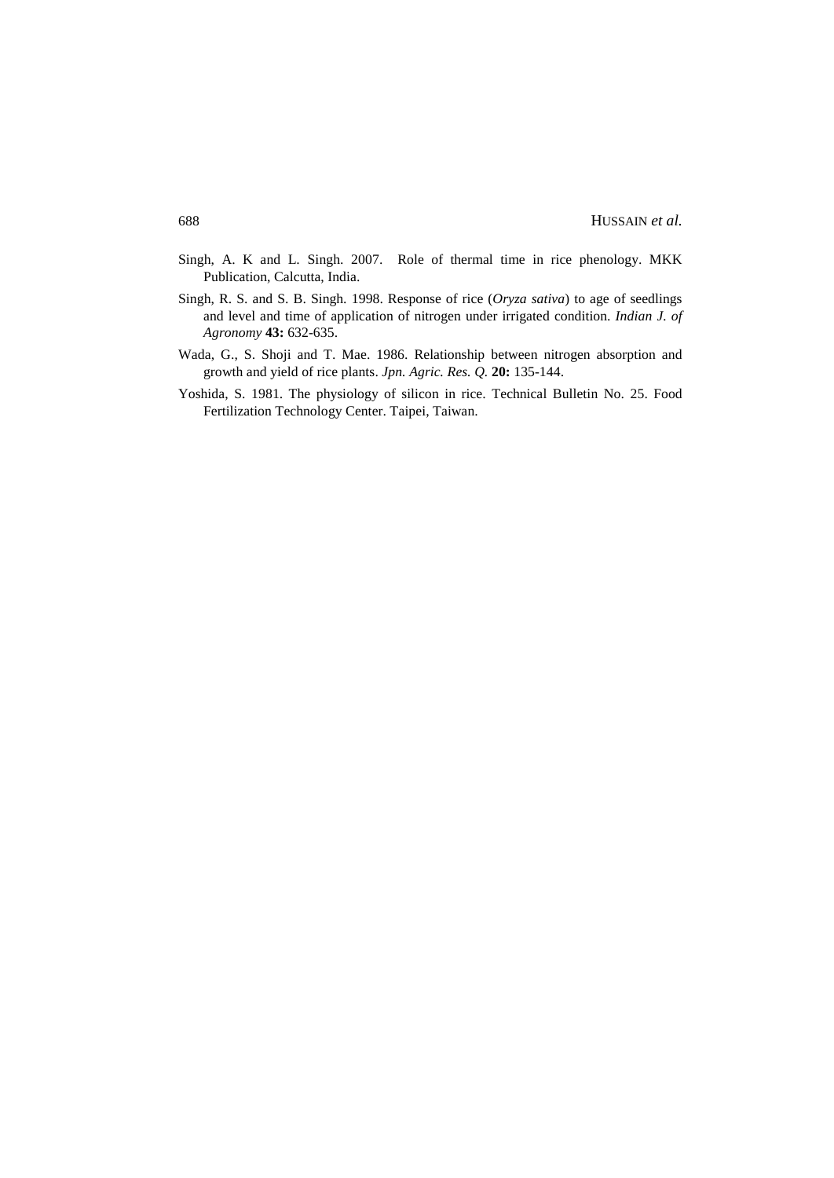Singh, A. K and L. Singh. 2007. Role of thermal time in rice phenology. MKK Publication, Calcutta, India.

Singh, R. S. and S. B. Singh. 1998. Response of rice (*Oryza sativa*) to age of seedlings and level and time of application of nitrogen under irrigated condition. *Indian J. of Agronomy* **43:** 632-635.

Wada, G., S. Shoji and T. Mae. 1986. Relationship between nitrogen absorption and growth and yield of rice plants. *Jpn. Agric. Res. Q.* **20:** 135-144.

Yoshida, S. 1981. The physiology of silicon in rice. Technical Bulletin No. 25. Food Fertilization Technology Center. Taipei, Taiwan.